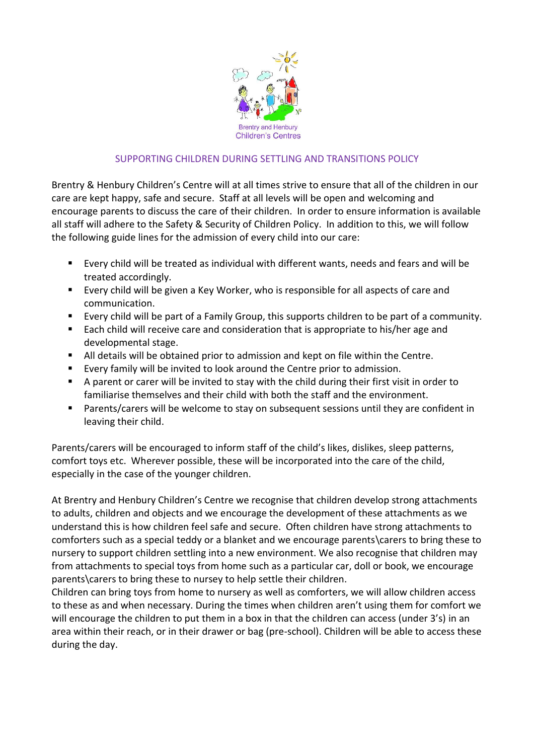Brentry and Henbury Children's Centres

## SUPPORTING CHILDREN DURING SETTLING AND TRANSITIONS POLICY

Brentry & Henbury Children's Centre will at all times strive to ensure that all of the children in our care are kept happy, safe and secure. Staff at all levels will be open and welcoming and encourage parents to discuss the care of their children. In order to ensure information is available all staff will adhere to the Safety & Security of Children Policy. In addition to this, we will follow the following guide lines for the admission of every child into our care:

- Every child will be treated as individual with different wants, needs and fears and will be treated accordingly.
- Every child will be given a Key Worker, who is responsible for all aspects of care and communication.
- Every child will be part of a Family Group, this supports children to be part of a community.
- Each child will receive care and consideration that is appropriate to his/her age and developmental stage.
- All details will be obtained prior to admission and kept on file within the Centre.
- Every family will be invited to look around the Centre prior to admission.
- A parent or carer will be invited to stay with the child during their first visit in order to familiarise themselves and their child with both the staff and the environment.
- Parents/carers will be welcome to stay on subsequent sessions until they are confident in leaving their child.

Parents/carers will be encouraged to inform staff of the child's likes, dislikes, sleep patterns, comfort toys etc. Wherever possible, these will be incorporated into the care of the child, especially in the case of the younger children.

At Brentry and Henbury Children's Centre we recognise that children develop strong attachments to adults, children and objects and we encourage the development of these attachments as we understand this is how children feel safe and secure. Often children have strong attachments to comforters such as a special teddy or a blanket and we encourage parents\carers to bring these to nursery to support children settling into a new environment. We also recognise that children may from attachments to special toys from home such as a particular car, doll or book, we encourage parents\carers to bring these to nursey to help settle their children.

Children can bring toys from home to nursery as well as comforters, we will allow children access to these as and when necessary. During the times when children aren't using them for comfort we will encourage the children to put them in a box in that the children can access (under 3's) in an area within their reach, or in their drawer or bag (pre-school). Children will be able to access these during the day.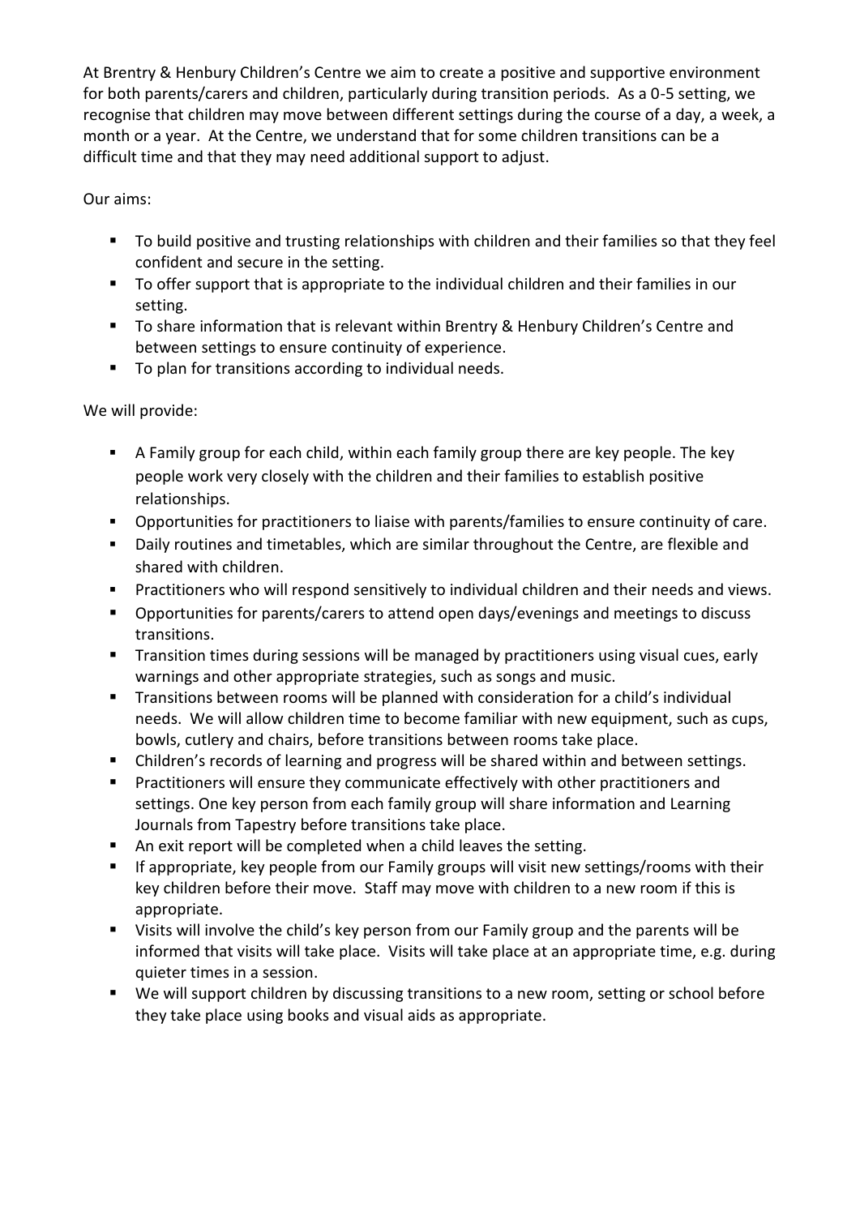At Brentry & Henbury Children's Centre we aim to create a positive and supportive environment for both parents/carers and children, particularly during transition periods. As a 0-5 setting, we recognise that children may move between different settings during the course of a day, a week, a month or a year. At the Centre, we understand that for some children transitions can be a difficult time and that they may need additional support to adjust.

Our aims:

- To build positive and trusting relationships with children and their families so that they feel confident and secure in the setting.
- To offer support that is appropriate to the individual children and their families in our setting.
- To share information that is relevant within Brentry & Henbury Children's Centre and between settings to ensure continuity of experience.
- To plan for transitions according to individual needs.

We will provide:

- A Family group for each child, within each family group there are key people. The key people work very closely with the children and their families to establish positive relationships.
- Opportunities for practitioners to liaise with parents/families to ensure continuity of care.
- Daily routines and timetables, which are similar throughout the Centre, are flexible and shared with children.
- Practitioners who will respond sensitively to individual children and their needs and views.
- Opportunities for parents/carers to attend open days/evenings and meetings to discuss transitions.
- Transition times during sessions will be managed by practitioners using visual cues, early warnings and other appropriate strategies, such as songs and music.
- Transitions between rooms will be planned with consideration for a child's individual needs. We will allow children time to become familiar with new equipment, such as cups, bowls, cutlery and chairs, before transitions between rooms take place.
- Children's records of learning and progress will be shared within and between settings.
- Practitioners will ensure they communicate effectively with other practitioners and settings. One key person from each family group will share information and Learning Journals from Tapestry before transitions take place.
- An exit report will be completed when a child leaves the setting.
- If appropriate, key people from our Family groups will visit new settings/rooms with their key children before their move. Staff may move with children to a new room if this is appropriate.
- Visits will involve the child's key person from our Family group and the parents will be informed that visits will take place. Visits will take place at an appropriate time, e.g. during quieter times in a session.
- We will support children by discussing transitions to a new room, setting or school before they take place using books and visual aids as appropriate.